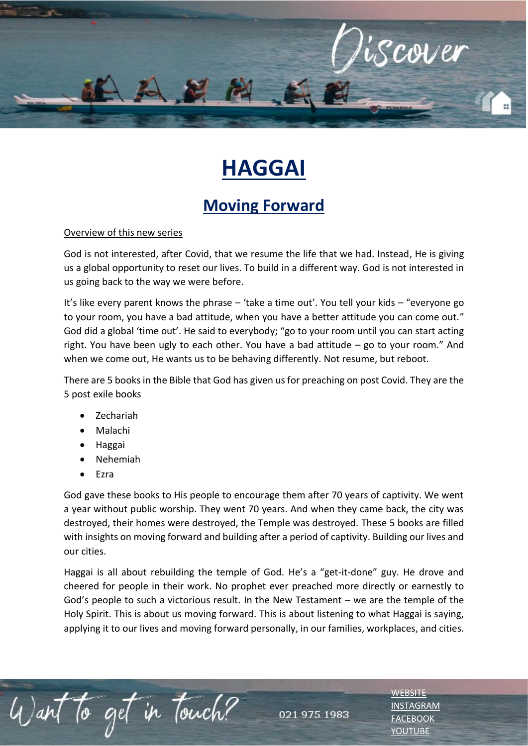Discover

# HAGGAI

## Moving Forward

Overview of this new series

God is not interested, after Covid, that we resume the life that we had. Instead, He is giving us a global opportunity to reset our lives. To build in a different way. God is not interested in us going back to the way we were before.

It's like every parent knows the phrase – 'take a time out'. You tell your kids – "everyone go to your room, you have a bad attitude, when you have a better attitude you can come out." God did a global 'time out'. He said to everybody; "go to your room until you can start acting right. You have been ugly to each other. You have a bad attitude – go to your room." And when we come out, He wants us to be behaving differently. Not resume, but reboot.

There are 5 books in the Bible that God has given us for preaching on post Covid. They are the 5 post exile books

- Zechariah
- Malachi
- Haggai
- Nehemiah
- Ezra

God gave these books to His people to encourage them after 70 years of captivity. We went a year without public worship. They went 70 years. And when they came back, the city was destroyed, their homes were destroyed, the Temple was destroyed. These 5 books are filled with insights on moving forward and building after a period of captivity. Building our lives and our cities.

Haggai is all about rebuilding the temple of God. He's a "get-it-done" guy. He drove and cheered for people in their work. No prophet ever preached more directly or earnestly to God's people to such a victorious result. In the New Testament – we are the temple of the Holy Spirit. This is about us moving forward. This is about listening to what Haggai is saying, applying it to our lives and moving forward personally, in our families, workplaces, and cities.

Want to get in touch? 021 975 1983

WEBSITE
INSTAGRAM
FACEBOOK
YOUTUBE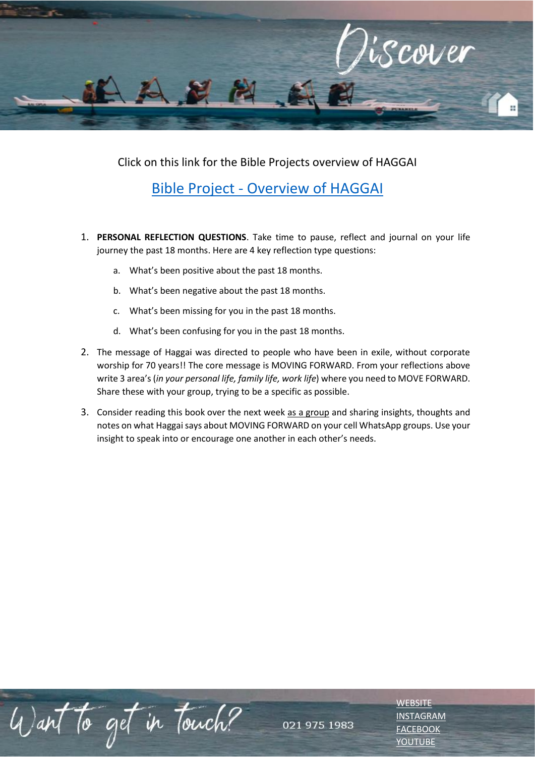Click on this link for the Bible Projects overview of HAGGAI

Bible Project - Overview of HAGGAI

1. **PERSONAL REFLECTION QUESTIONS**. Take time to pause, reflect and journal on your life journey the past 18 months. Here are 4 key reflection type questions:
   a. What's been positive about the past 18 months.
   b. What's been negative about the past 18 months.
   c. What's been missing for you in the past 18 months.
   d. What's been confusing for you in the past 18 months.
2. The message of Haggai was directed to people who have been in exile, without corporate worship for 70 years!! The core message is MOVING FORWARD. From your reflections above write 3 area's (*in your personal life, family life, work life*) where you need to MOVE FORWARD. Share these with your group, trying to be a specific as possible.
3. Consider reading this book over the next week as a group and sharing insights, thoughts and notes on what Haggai says about MOVING FORWARD on your cell WhatsApp groups. Use your insight to speak into or encourage one another in each other's needs.

Want to get in touch?

021 975 1983

WEBSITE
INSTAGRAM
FACEBOOK
YOUTUBE